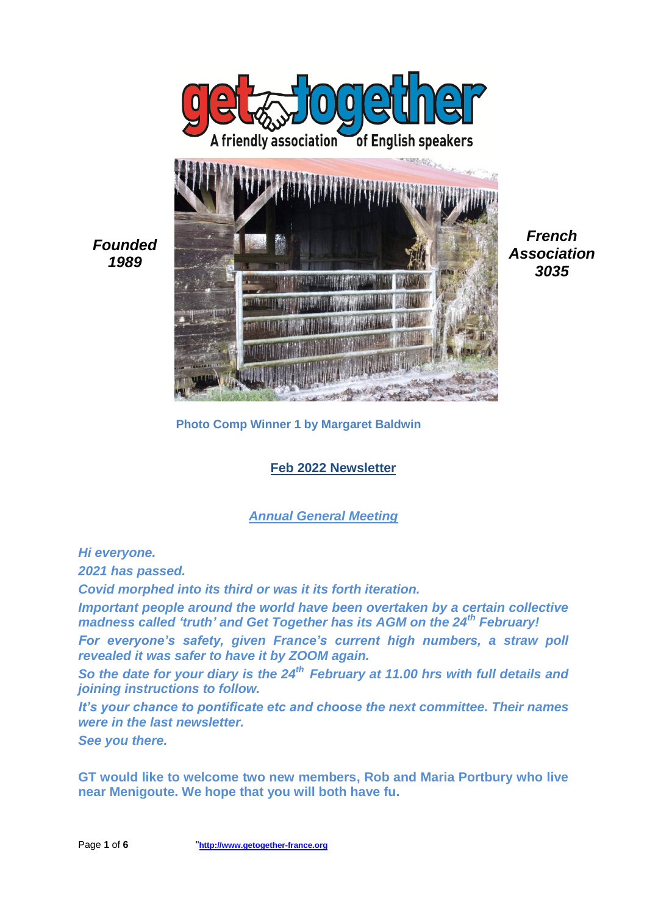get together

A friendly association of English speakers

*Founded 1989*

*French Association 3035*

**Photo Comp Winner 1 by Margaret Baldwin**

# Feb 2022 Newsletter

## *Annual General Meeting*

***Hi everyone.***

***2021 has passed.***

***Covid morphed into its third or was it its forth iteration.***

***Important people around the world have been overtaken by a certain collective madness called 'truth' and Get Together has its AGM on the 24th February!***

***For everyone's safety, given France's current high numbers, a straw poll revealed it was safer to have it by ZOOM again.***

***So the date for your diary is the 24th February at 11.00 hrs with full details and joining instructions to follow.***

***It's your chance to pontificate etc and choose the next committee. Their names were in the last newsletter.***

***See you there.***

**GT would like to welcome two new members, Rob and Maria Portbury who live near Menigoute. We hope that you will both have fu.**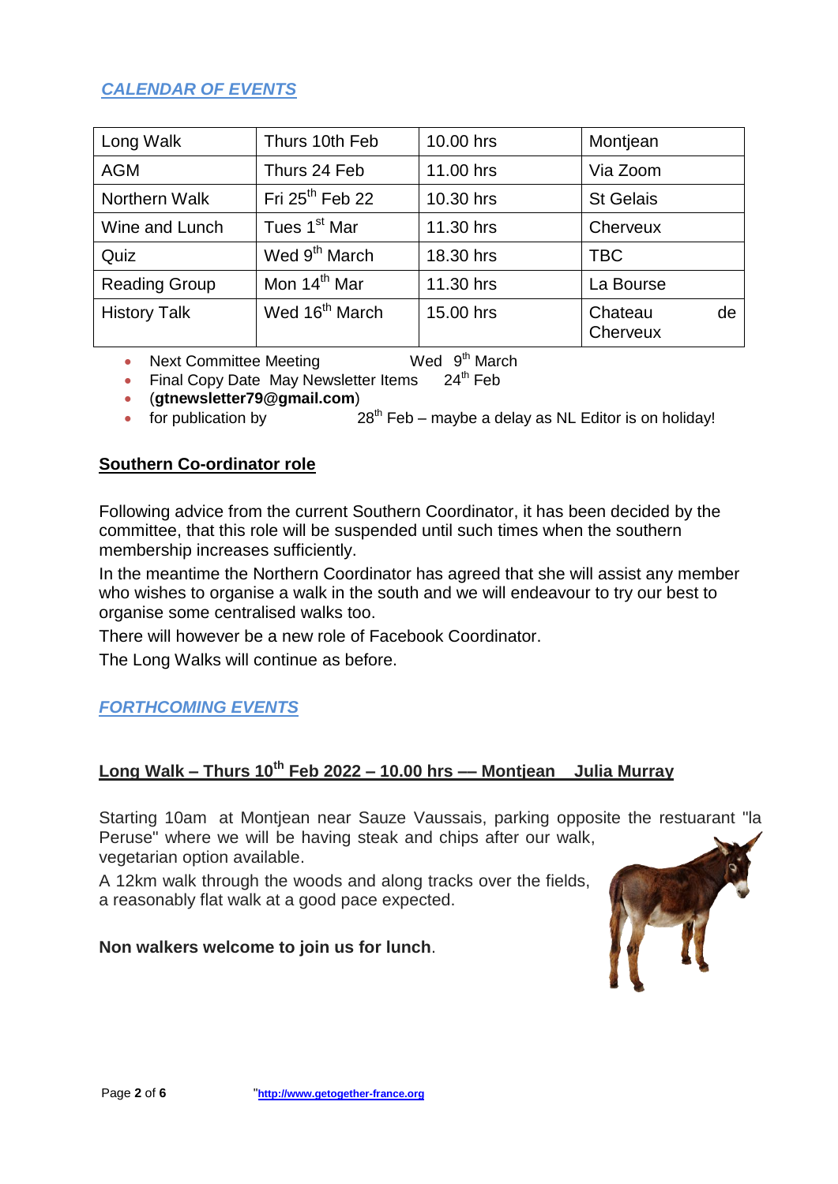## *CALENDAR OF EVENTS*

| Long Walk | Thurs 10th Feb | 10.00 hrs | Montjean |
|---|---|---|---|
| AGM | Thurs 24 Feb | 11.00 hrs | Via Zoom |
| Northern Walk | Fri 25th Feb 22 | 10.30 hrs | St Gelais |
| Wine and Lunch | Tues 1st Mar | 11.30 hrs | Cherveux |
| Quiz | Wed 9th March | 18.30 hrs | TBC |
| Reading Group | Mon 14th Mar | 11.30 hrs | La Bourse |
| History Talk | Wed 16th March | 15.00 hrs | Chateau de Cherveux |

- Next Committee Meeting Wed 9th March
- Final Copy Date May Newsletter Items 24th Feb
- (**gtnewsletter79@gmail.com**)
- for publication by 28th Feb – maybe a delay as NL Editor is on holiday!

### Southern Co-ordinator role

Following advice from the current Southern Coordinator, it has been decided by the committee, that this role will be suspended until such times when the southern membership increases sufficiently.

In the meantime the Northern Coordinator has agreed that she will assist any member who wishes to organise a walk in the south and we will endeavour to try our best to organise some centralised walks too.

There will however be a new role of Facebook Coordinator.

The Long Walks will continue as before.

## *FORTHCOMING EVENTS*

### Long Walk – Thurs 10th Feb 2022 – 10.00 hrs –– Montjean Julia Murray

Starting 10am at Montjean near Sauze Vaussais, parking opposite the restaurant "la Peruse" where we will be having steak and chips after our walk, vegetarian option available.

A 12km walk through the woods and along tracks over the fields, a reasonably flat walk at a good pace expected.

**Non walkers welcome to join us for lunch**.

"http://www.getogether-france.org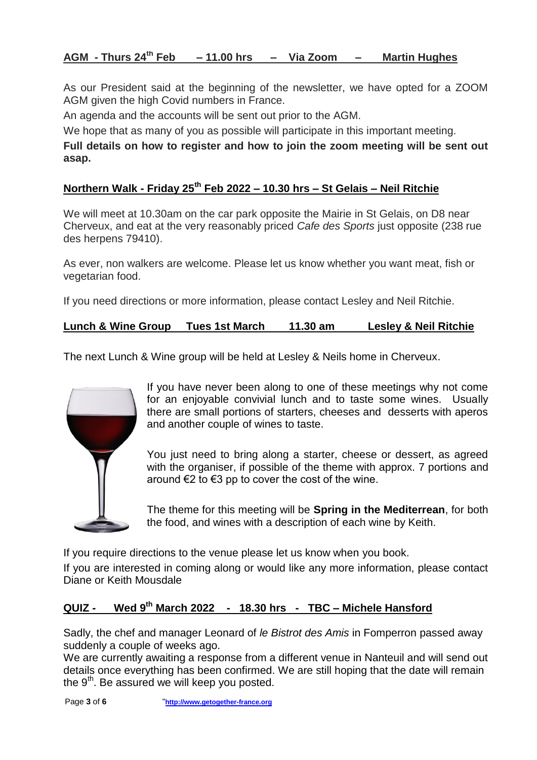**AGM - Thurs 24th Feb – 11.00 hrs – Via Zoom – Martin Hughes**

As our President said at the beginning of the newsletter, we have opted for a ZOOM AGM given the high Covid numbers in France.

An agenda and the accounts will be sent out prior to the AGM.

We hope that as many of you as possible will participate in this important meeting.

**Full details on how to register and how to join the zoom meeting will be sent out asap.**

**Northern Walk - Friday 25th Feb 2022 – 10.30 hrs – St Gelais – Neil Ritchie**

We will meet at 10.30am on the car park opposite the Mairie in St Gelais, on D8 near Cherveux, and eat at the very reasonably priced *Cafe des Sports* just opposite (238 rue des herpens 79410).

As ever, non walkers are welcome. Please let us know whether you want meat, fish or vegetarian food.

If you need directions or more information, please contact Lesley and Neil Ritchie.

**Lunch & Wine Group Tues 1st March 11.30 am Lesley & Neil Ritchie**

The next Lunch & Wine group will be held at Lesley & Neils home in Cherveux.

If you have never been along to one of these meetings why not come for an enjoyable convivial lunch and to taste some wines. Usually there are small portions of starters, cheeses and desserts with aperos and another couple of wines to taste.

You just need to bring along a starter, cheese or dessert, as agreed with the organiser, if possible of the theme with approx. 7 portions and around €2 to €3 pp to cover the cost of the wine.

The theme for this meeting will be **Spring in the Mediterrean**, for both the food, and wines with a description of each wine by Keith.

If you require directions to the venue please let us know when you book.

If you are interested in coming along or would like any more information, please contact Diane or Keith Mousdale

**QUIZ - Wed 9th March 2022 - 18.30 hrs - TBC – Michele Hansford**

Sadly, the chef and manager Leonard of *le Bistrot des Amis* in Fomperron passed away suddenly a couple of weeks ago.

We are currently awaiting a response from a different venue in Nanteuil and will send out details once everything has been confirmed. We are still hoping that the date will remain the 9th. Be assured we will keep you posted.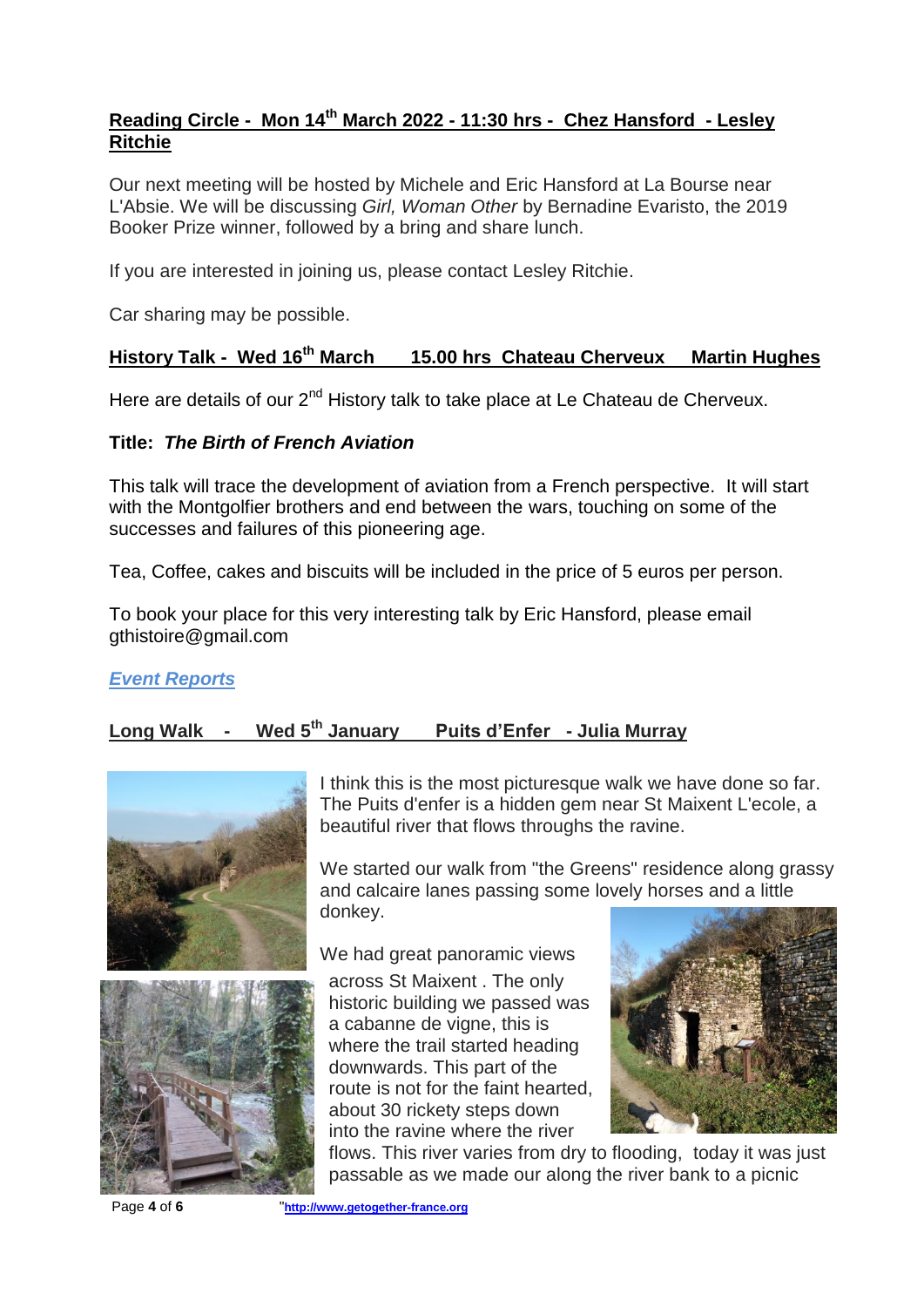## Reading Circle - Mon 14th March 2022 - 11:30 hrs - Chez Hansford - Lesley Ritchie

Our next meeting will be hosted by Michele and Eric Hansford at La Bourse near L'Absie. We will be discussing *Girl, Woman Other* by Bernadine Evaristo, the 2019 Booker Prize winner, followed by a bring and share lunch.

If you are interested in joining us, please contact Lesley Ritchie.

Car sharing may be possible.

## History Talk - Wed 16th March 15.00 hrs Chateau Cherveux Martin Hughes

Here are details of our 2nd History talk to take place at Le Chateau de Cherveux.

**Title:** ***The Birth of French Aviation***

This talk will trace the development of aviation from a French perspective. It will start with the Montgolfier brothers and end between the wars, touching on some of the successes and failures of this pioneering age.

Tea, Coffee, cakes and biscuits will be included in the price of 5 euros per person.

To book your place for this very interesting talk by Eric Hansford, please email gthistoire@gmail.com

## *Event Reports*

## Long Walk - Wed 5th January Puits d'Enfer - Julia Murray

I think this is the most picturesque walk we have done so far. The Puits d'enfer is a hidden gem near St Maixent L'ecole, a beautiful river that flows throughs the ravine.

We started our walk from "the Greens" residence along grassy and calcaire lanes passing some lovely horses and a little donkey.

We had great panoramic views across St Maixent . The only historic building we passed was a cabanne de vigne, this is where the trail started heading downwards. This part of the route is not for the faint hearted, about 30 rickety steps down into the ravine where the river flows. This river varies from dry to flooding, today it was just passable as we made our along the river bank to a picnic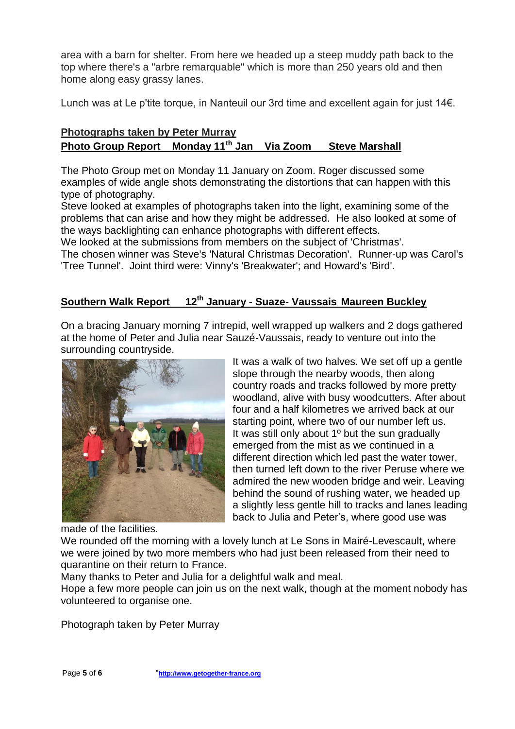area with a barn for shelter. From here we headed up a steep muddy path back to the top where there's a "arbre remarquable" which is more than 250 years old and then home along easy grassy lanes.

Lunch was at Le p'tite torque, in Nanteuil our 3rd time and excellent again for just 14€.

**Photographs taken by Peter Murray**

**Photo Group Report Monday 11th Jan Via Zoom Steve Marshall**

The Photo Group met on Monday 11 January on Zoom. Roger discussed some examples of wide angle shots demonstrating the distortions that can happen with this type of photography.
Steve looked at examples of photographs taken into the light, examining some of the problems that can arise and how they might be addressed. He also looked at some of the ways backlighting can enhance photographs with different effects.
We looked at the submissions from members on the subject of 'Christmas'.
The chosen winner was Steve's 'Natural Christmas Decoration'. Runner-up was Carol's 'Tree Tunnel'. Joint third were: Vinny's 'Breakwater'; and Howard's 'Bird'.

**Southern Walk Report 12th January - Suaze- Vaussais Maureen Buckley**

On a bracing January morning 7 intrepid, well wrapped up walkers and 2 dogs gathered at the home of Peter and Julia near Sauzé-Vaussais, ready to venture out into the surrounding countryside.

It was a walk of two halves. We set off up a gentle slope through the nearby woods, then along country roads and tracks followed by more pretty woodland, alive with busy woodcutters. After about four and a half kilometres we arrived back at our starting point, where two of our number left us.
It was still only about 1º but the sun gradually emerged from the mist as we continued in a different direction which led past the water tower, then turned left down to the river Peruse where we admired the new wooden bridge and weir. Leaving behind the sound of rushing water, we headed up a slightly less gentle hill to tracks and lanes leading back to Julia and Peter's, where good use was made of the facilities.
We rounded off the morning with a lovely lunch at Le Sons in Mairé-Levescault, where we were joined by two more members who had just been released from their need to quarantine on their return to France.
Many thanks to Peter and Julia for a delightful walk and meal.
Hope a few more people can join us on the next walk, though at the moment nobody has volunteered to organise one.

Photograph taken by Peter Murray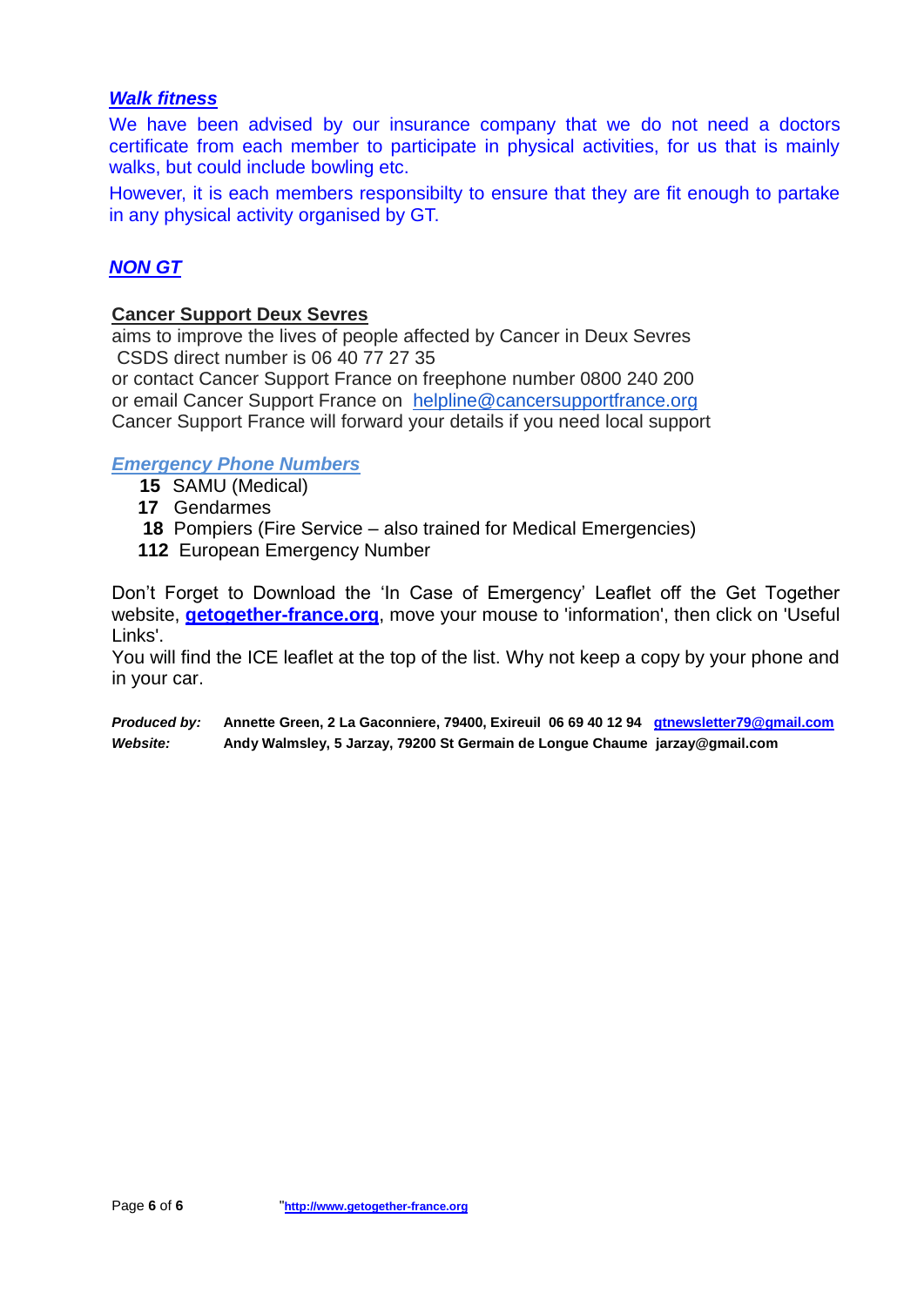## ***Walk fitness***

We have been advised by our insurance company that we do not need a doctors certificate from each member to participate in physical activities, for us that is mainly walks, but could include bowling etc.

However, it is each members responsibilty to ensure that they are fit enough to partake in any physical activity organised by GT.

## ***NON GT***

### Cancer Support Deux Sevres

aims to improve the lives of people affected by Cancer in Deux Sevres
CSDS direct number is 06 40 77 27 35
or contact Cancer Support France on freephone number 0800 240 200
or email Cancer Support France on helpline@cancersupportfrance.org
Cancer Support France will forward your details if you need local support

### ***Emergency Phone Numbers***

- **15** SAMU (Medical)
- **17** Gendarmes
- **18** Pompiers (Fire Service – also trained for Medical Emergencies)
- **112** European Emergency Number

Don't Forget to Download the 'In Case of Emergency' Leaflet off the Get Together website, **getogether-france.org**, move your mouse to 'information', then click on 'Useful Links'.
You will find the ICE leaflet at the top of the list. Why not keep a copy by your phone and in your car.

***Produced by:*** **Annette Green, 2 La Gaconniere, 79400, Exireuil 06 69 40 12 94 gtnewsletter79@gmail.com**
***Website:*** **Andy Walmsley, 5 Jarzay, 79200 St Germain de Longue Chaume jarzay@gmail.com**